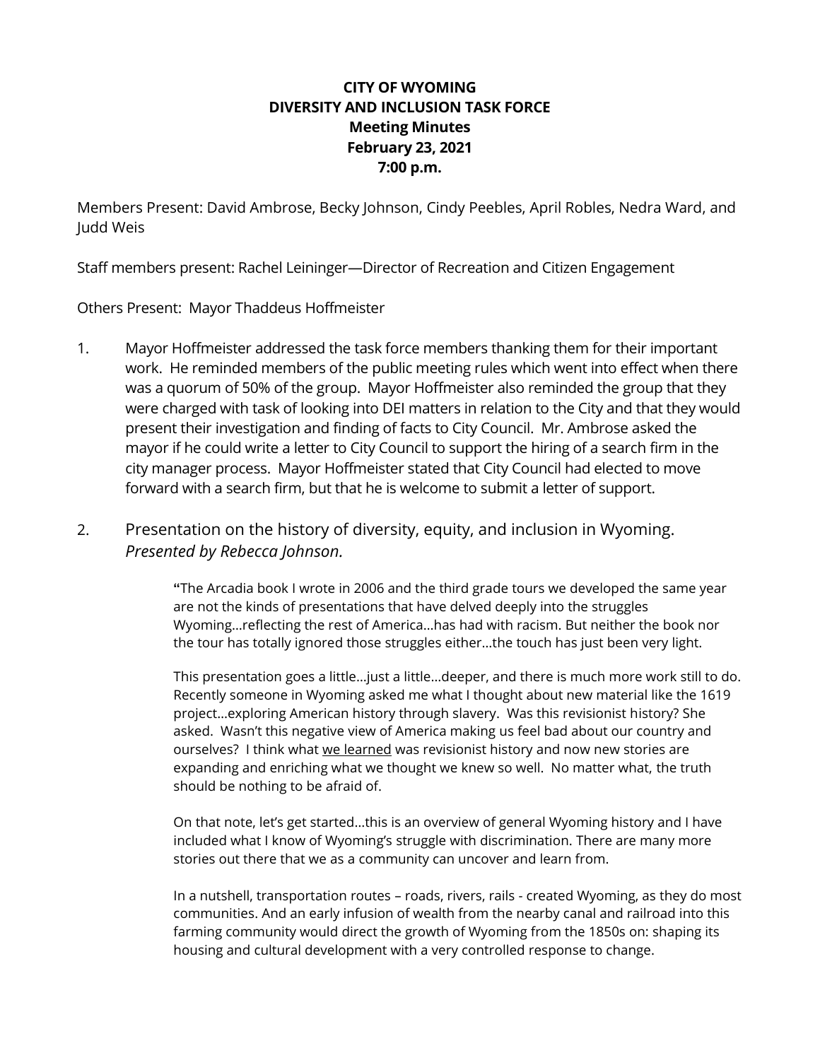**CITY OF WYOMING**
**DIVERSITY AND INCLUSION TASK FORCE**
**Meeting Minutes**
**February 23, 2021**
**7:00 p.m.**

Members Present: David Ambrose, Becky Johnson, Cindy Peebles, April Robles, Nedra Ward, and Judd Weis

Staff members present: Rachel Leininger—Director of Recreation and Citizen Engagement

Others Present: Mayor Thaddeus Hoffmeister

1. Mayor Hoffmeister addressed the task force members thanking them for their important work. He reminded members of the public meeting rules which went into effect when there was a quorum of 50% of the group. Mayor Hoffmeister also reminded the group that they were charged with task of looking into DEI matters in relation to the City and that they would present their investigation and finding of facts to City Council. Mr. Ambrose asked the mayor if he could write a letter to City Council to support the hiring of a search firm in the city manager process. Mayor Hoffmeister stated that City Council had elected to move forward with a search firm, but that he is welcome to submit a letter of support.

2. Presentation on the history of diversity, equity, and inclusion in Wyoming.
   *Presented by Rebecca Johnson.*

   > "The Arcadia book I wrote in 2006 and the third grade tours we developed the same year are not the kinds of presentations that have delved deeply into the struggles Wyoming…reflecting the rest of America…has had with racism. But neither the book nor the tour has totally ignored those struggles either…the touch has just been very light.
   >
   > This presentation goes a little…just a little…deeper, and there is much more work still to do. Recently someone in Wyoming asked me what I thought about new material like the 1619 project…exploring American history through slavery. Was this revisionist history? She asked. Wasn't this negative view of America making us feel bad about our country and ourselves? I think what <u>we learned</u> was revisionist history and now new stories are expanding and enriching what we thought we knew so well. No matter what, the truth should be nothing to be afraid of.
   >
   > On that note, let's get started…this is an overview of general Wyoming history and I have included what I know of Wyoming's struggle with discrimination. There are many more stories out there that we as a community can uncover and learn from.
   >
   > In a nutshell, transportation routes – roads, rivers, rails - created Wyoming, as they do most communities. And an early infusion of wealth from the nearby canal and railroad into this farming community would direct the growth of Wyoming from the 1850s on: shaping its housing and cultural development with a very controlled response to change.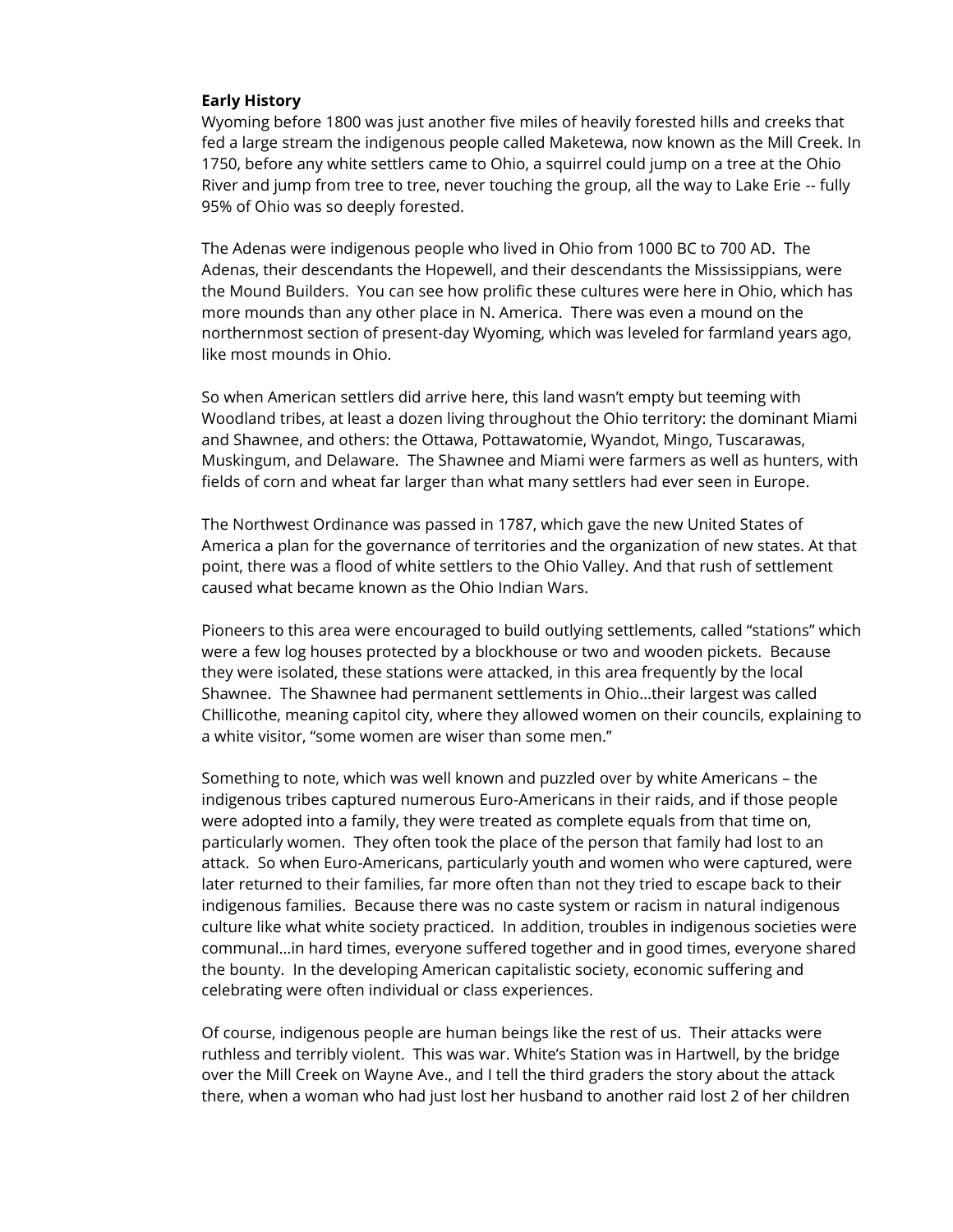**Early History**

Wyoming before 1800 was just another five miles of heavily forested hills and creeks that fed a large stream the indigenous people called Maketewa, now known as the Mill Creek. In 1750, before any white settlers came to Ohio, a squirrel could jump on a tree at the Ohio River and jump from tree to tree, never touching the group, all the way to Lake Erie -- fully 95% of Ohio was so deeply forested.

The Adenas were indigenous people who lived in Ohio from 1000 BC to 700 AD. The Adenas, their descendants the Hopewell, and their descendants the Mississippians, were the Mound Builders. You can see how prolific these cultures were here in Ohio, which has more mounds than any other place in N. America. There was even a mound on the northernmost section of present-day Wyoming, which was leveled for farmland years ago, like most mounds in Ohio.

So when American settlers did arrive here, this land wasn't empty but teeming with Woodland tribes, at least a dozen living throughout the Ohio territory: the dominant Miami and Shawnee, and others: the Ottawa, Pottawatomie, Wyandot, Mingo, Tuscarawas, Muskingum, and Delaware. The Shawnee and Miami were farmers as well as hunters, with fields of corn and wheat far larger than what many settlers had ever seen in Europe.

The Northwest Ordinance was passed in 1787, which gave the new United States of America a plan for the governance of territories and the organization of new states. At that point, there was a flood of white settlers to the Ohio Valley. And that rush of settlement caused what became known as the Ohio Indian Wars.

Pioneers to this area were encouraged to build outlying settlements, called "stations" which were a few log houses protected by a blockhouse or two and wooden pickets. Because they were isolated, these stations were attacked, in this area frequently by the local Shawnee. The Shawnee had permanent settlements in Ohio…their largest was called Chillicothe, meaning capitol city, where they allowed women on their councils, explaining to a white visitor, "some women are wiser than some men."

Something to note, which was well known and puzzled over by white Americans – the indigenous tribes captured numerous Euro-Americans in their raids, and if those people were adopted into a family, they were treated as complete equals from that time on, particularly women. They often took the place of the person that family had lost to an attack. So when Euro-Americans, particularly youth and women who were captured, were later returned to their families, far more often than not they tried to escape back to their indigenous families. Because there was no caste system or racism in natural indigenous culture like what white society practiced. In addition, troubles in indigenous societies were communal…in hard times, everyone suffered together and in good times, everyone shared the bounty. In the developing American capitalistic society, economic suffering and celebrating were often individual or class experiences.

Of course, indigenous people are human beings like the rest of us. Their attacks were ruthless and terribly violent. This was war. White's Station was in Hartwell, by the bridge over the Mill Creek on Wayne Ave., and I tell the third graders the story about the attack there, when a woman who had just lost her husband to another raid lost 2 of her children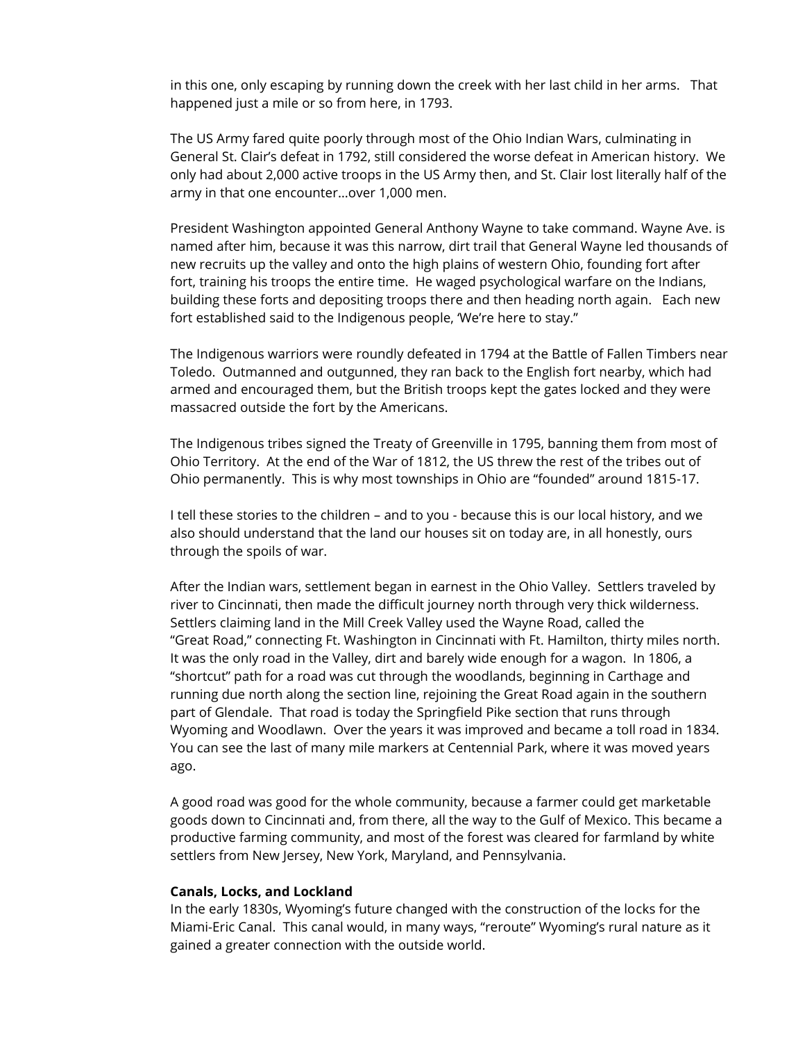in this one, only escaping by running down the creek with her last child in her arms. That happened just a mile or so from here, in 1793.

The US Army fared quite poorly through most of the Ohio Indian Wars, culminating in General St. Clair's defeat in 1792, still considered the worse defeat in American history. We only had about 2,000 active troops in the US Army then, and St. Clair lost literally half of the army in that one encounter…over 1,000 men.

President Washington appointed General Anthony Wayne to take command. Wayne Ave. is named after him, because it was this narrow, dirt trail that General Wayne led thousands of new recruits up the valley and onto the high plains of western Ohio, founding fort after fort, training his troops the entire time. He waged psychological warfare on the Indians, building these forts and depositing troops there and then heading north again. Each new fort established said to the Indigenous people, 'We're here to stay."

The Indigenous warriors were roundly defeated in 1794 at the Battle of Fallen Timbers near Toledo. Outmanned and outgunned, they ran back to the English fort nearby, which had armed and encouraged them, but the British troops kept the gates locked and they were massacred outside the fort by the Americans.

The Indigenous tribes signed the Treaty of Greenville in 1795, banning them from most of Ohio Territory. At the end of the War of 1812, the US threw the rest of the tribes out of Ohio permanently. This is why most townships in Ohio are "founded" around 1815-17.

I tell these stories to the children – and to you - because this is our local history, and we also should understand that the land our houses sit on today are, in all honestly, ours through the spoils of war.

After the Indian wars, settlement began in earnest in the Ohio Valley. Settlers traveled by river to Cincinnati, then made the difficult journey north through very thick wilderness. Settlers claiming land in the Mill Creek Valley used the Wayne Road, called the "Great Road," connecting Ft. Washington in Cincinnati with Ft. Hamilton, thirty miles north. It was the only road in the Valley, dirt and barely wide enough for a wagon. In 1806, a "shortcut" path for a road was cut through the woodlands, beginning in Carthage and running due north along the section line, rejoining the Great Road again in the southern part of Glendale. That road is today the Springfield Pike section that runs through Wyoming and Woodlawn. Over the years it was improved and became a toll road in 1834. You can see the last of many mile markers at Centennial Park, where it was moved years ago.

A good road was good for the whole community, because a farmer could get marketable goods down to Cincinnati and, from there, all the way to the Gulf of Mexico. This became a productive farming community, and most of the forest was cleared for farmland by white settlers from New Jersey, New York, Maryland, and Pennsylvania.

**Canals, Locks, and Lockland**

In the early 1830s, Wyoming's future changed with the construction of the locks for the Miami-Eric Canal. This canal would, in many ways, "reroute" Wyoming's rural nature as it gained a greater connection with the outside world.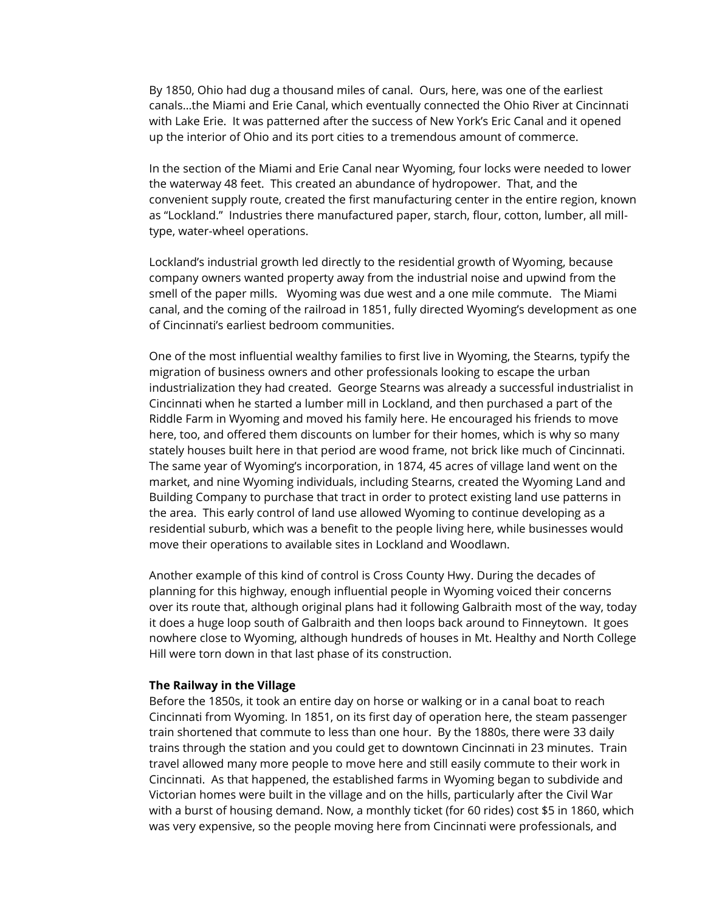By 1850, Ohio had dug a thousand miles of canal. Ours, here, was one of the earliest canals…the Miami and Erie Canal, which eventually connected the Ohio River at Cincinnati with Lake Erie. It was patterned after the success of New York's Eric Canal and it opened up the interior of Ohio and its port cities to a tremendous amount of commerce.

In the section of the Miami and Erie Canal near Wyoming, four locks were needed to lower the waterway 48 feet. This created an abundance of hydropower. That, and the convenient supply route, created the first manufacturing center in the entire region, known as "Lockland." Industries there manufactured paper, starch, flour, cotton, lumber, all mill-type, water-wheel operations.

Lockland's industrial growth led directly to the residential growth of Wyoming, because company owners wanted property away from the industrial noise and upwind from the smell of the paper mills. Wyoming was due west and a one mile commute. The Miami canal, and the coming of the railroad in 1851, fully directed Wyoming's development as one of Cincinnati's earliest bedroom communities.

One of the most influential wealthy families to first live in Wyoming, the Stearns, typify the migration of business owners and other professionals looking to escape the urban industrialization they had created. George Stearns was already a successful industrialist in Cincinnati when he started a lumber mill in Lockland, and then purchased a part of the Riddle Farm in Wyoming and moved his family here. He encouraged his friends to move here, too, and offered them discounts on lumber for their homes, which is why so many stately houses built here in that period are wood frame, not brick like much of Cincinnati. The same year of Wyoming's incorporation, in 1874, 45 acres of village land went on the market, and nine Wyoming individuals, including Stearns, created the Wyoming Land and Building Company to purchase that tract in order to protect existing land use patterns in the area. This early control of land use allowed Wyoming to continue developing as a residential suburb, which was a benefit to the people living here, while businesses would move their operations to available sites in Lockland and Woodlawn.

Another example of this kind of control is Cross County Hwy. During the decades of planning for this highway, enough influential people in Wyoming voiced their concerns over its route that, although original plans had it following Galbraith most of the way, today it does a huge loop south of Galbraith and then loops back around to Finneytown. It goes nowhere close to Wyoming, although hundreds of houses in Mt. Healthy and North College Hill were torn down in that last phase of its construction.

**The Railway in the Village**

Before the 1850s, it took an entire day on horse or walking or in a canal boat to reach Cincinnati from Wyoming. In 1851, on its first day of operation here, the steam passenger train shortened that commute to less than one hour. By the 1880s, there were 33 daily trains through the station and you could get to downtown Cincinnati in 23 minutes. Train travel allowed many more people to move here and still easily commute to their work in Cincinnati. As that happened, the established farms in Wyoming began to subdivide and Victorian homes were built in the village and on the hills, particularly after the Civil War with a burst of housing demand. Now, a monthly ticket (for 60 rides) cost $5 in 1860, which was very expensive, so the people moving here from Cincinnati were professionals, and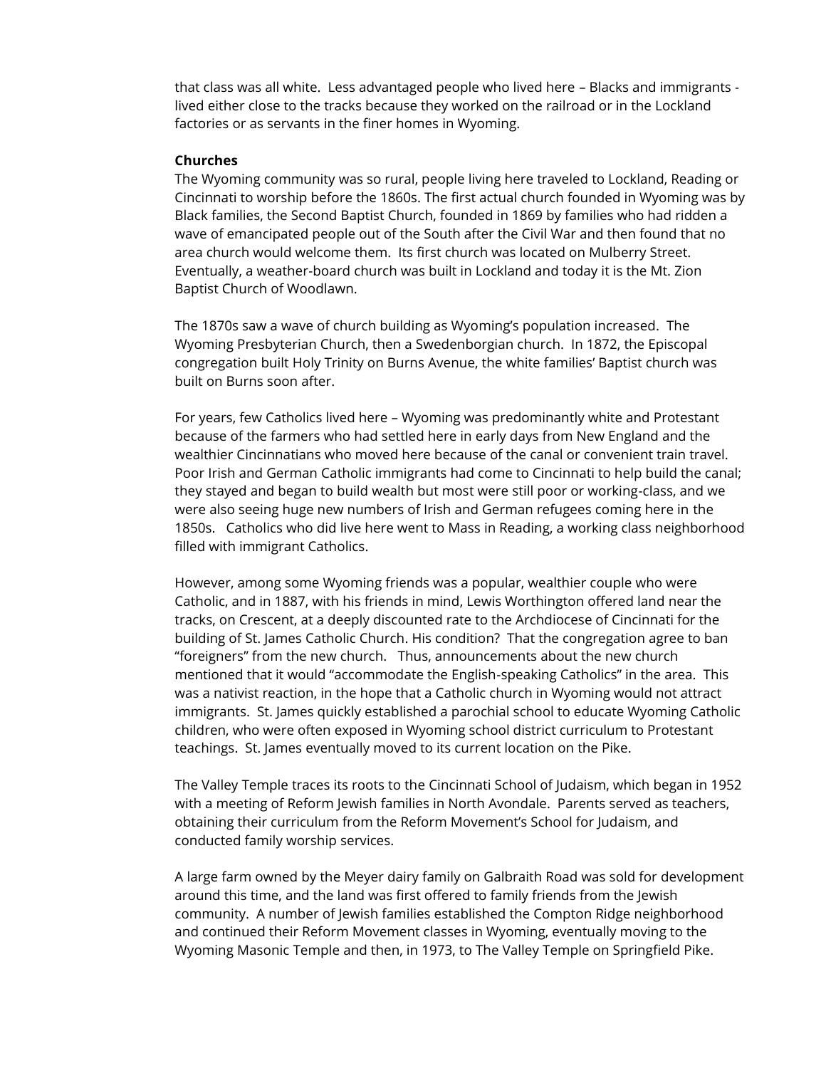that class was all white. Less advantaged people who lived here – Blacks and immigrants - lived either close to the tracks because they worked on the railroad or in the Lockland factories or as servants in the finer homes in Wyoming.

**Churches**

The Wyoming community was so rural, people living here traveled to Lockland, Reading or Cincinnati to worship before the 1860s. The first actual church founded in Wyoming was by Black families, the Second Baptist Church, founded in 1869 by families who had ridden a wave of emancipated people out of the South after the Civil War and then found that no area church would welcome them. Its first church was located on Mulberry Street. Eventually, a weather-board church was built in Lockland and today it is the Mt. Zion Baptist Church of Woodlawn.

The 1870s saw a wave of church building as Wyoming's population increased. The Wyoming Presbyterian Church, then a Swedenborgian church. In 1872, the Episcopal congregation built Holy Trinity on Burns Avenue, the white families' Baptist church was built on Burns soon after.

For years, few Catholics lived here – Wyoming was predominantly white and Protestant because of the farmers who had settled here in early days from New England and the wealthier Cincinnatians who moved here because of the canal or convenient train travel. Poor Irish and German Catholic immigrants had come to Cincinnati to help build the canal; they stayed and began to build wealth but most were still poor or working-class, and we were also seeing huge new numbers of Irish and German refugees coming here in the 1850s. Catholics who did live here went to Mass in Reading, a working class neighborhood filled with immigrant Catholics.

However, among some Wyoming friends was a popular, wealthier couple who were Catholic, and in 1887, with his friends in mind, Lewis Worthington offered land near the tracks, on Crescent, at a deeply discounted rate to the Archdiocese of Cincinnati for the building of St. James Catholic Church. His condition? That the congregation agree to ban "foreigners" from the new church. Thus, announcements about the new church mentioned that it would "accommodate the English-speaking Catholics" in the area. This was a nativist reaction, in the hope that a Catholic church in Wyoming would not attract immigrants. St. James quickly established a parochial school to educate Wyoming Catholic children, who were often exposed in Wyoming school district curriculum to Protestant teachings. St. James eventually moved to its current location on the Pike.

The Valley Temple traces its roots to the Cincinnati School of Judaism, which began in 1952 with a meeting of Reform Jewish families in North Avondale. Parents served as teachers, obtaining their curriculum from the Reform Movement's School for Judaism, and conducted family worship services.

A large farm owned by the Meyer dairy family on Galbraith Road was sold for development around this time, and the land was first offered to family friends from the Jewish community. A number of Jewish families established the Compton Ridge neighborhood and continued their Reform Movement classes in Wyoming, eventually moving to the Wyoming Masonic Temple and then, in 1973, to The Valley Temple on Springfield Pike.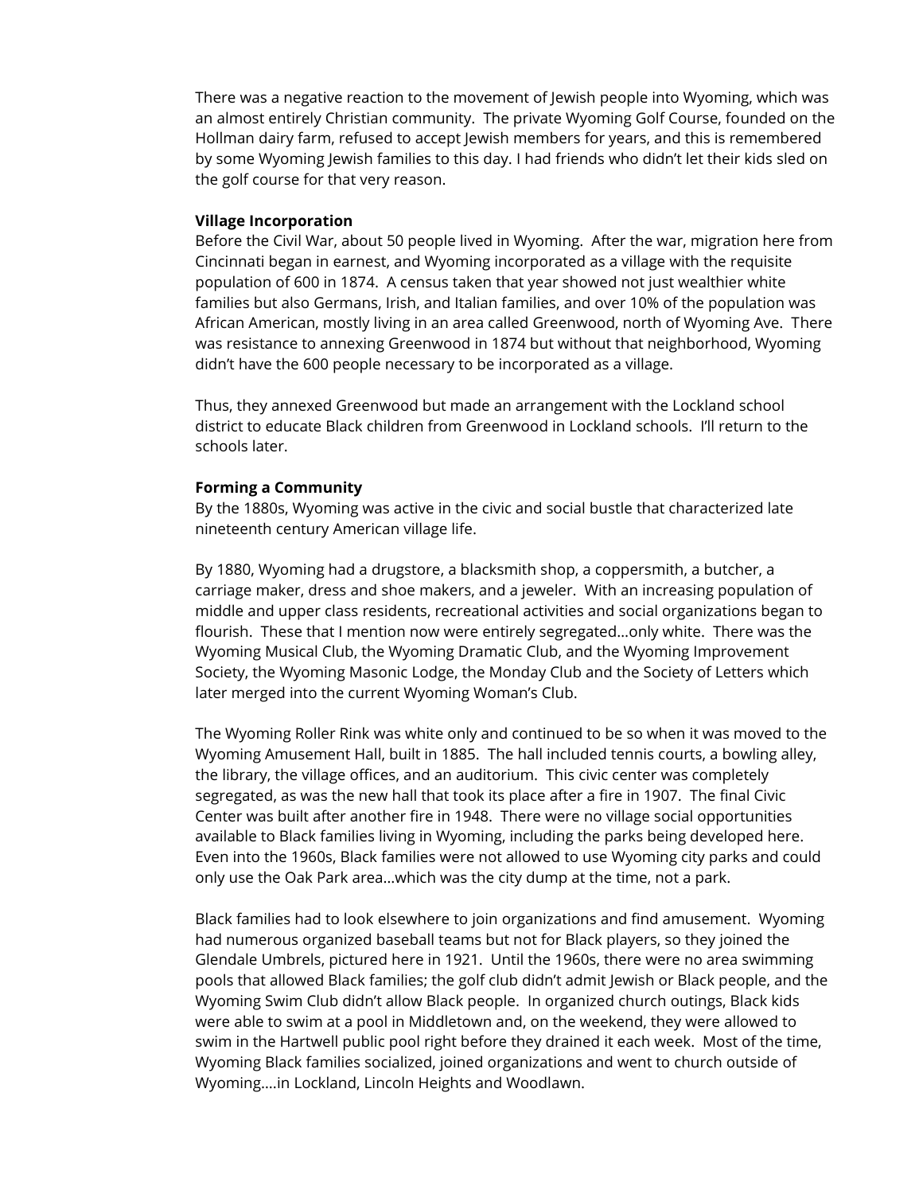There was a negative reaction to the movement of Jewish people into Wyoming, which was an almost entirely Christian community. The private Wyoming Golf Course, founded on the Hollman dairy farm, refused to accept Jewish members for years, and this is remembered by some Wyoming Jewish families to this day. I had friends who didn't let their kids sled on the golf course for that very reason.

**Village Incorporation**

Before the Civil War, about 50 people lived in Wyoming. After the war, migration here from Cincinnati began in earnest, and Wyoming incorporated as a village with the requisite population of 600 in 1874. A census taken that year showed not just wealthier white families but also Germans, Irish, and Italian families, and over 10% of the population was African American, mostly living in an area called Greenwood, north of Wyoming Ave. There was resistance to annexing Greenwood in 1874 but without that neighborhood, Wyoming didn't have the 600 people necessary to be incorporated as a village.

Thus, they annexed Greenwood but made an arrangement with the Lockland school district to educate Black children from Greenwood in Lockland schools. I'll return to the schools later.

**Forming a Community**

By the 1880s, Wyoming was active in the civic and social bustle that characterized late nineteenth century American village life.

By 1880, Wyoming had a drugstore, a blacksmith shop, a coppersmith, a butcher, a carriage maker, dress and shoe makers, and a jeweler. With an increasing population of middle and upper class residents, recreational activities and social organizations began to flourish. These that I mention now were entirely segregated…only white. There was the Wyoming Musical Club, the Wyoming Dramatic Club, and the Wyoming Improvement Society, the Wyoming Masonic Lodge, the Monday Club and the Society of Letters which later merged into the current Wyoming Woman's Club.

The Wyoming Roller Rink was white only and continued to be so when it was moved to the Wyoming Amusement Hall, built in 1885. The hall included tennis courts, a bowling alley, the library, the village offices, and an auditorium. This civic center was completely segregated, as was the new hall that took its place after a fire in 1907. The final Civic Center was built after another fire in 1948. There were no village social opportunities available to Black families living in Wyoming, including the parks being developed here. Even into the 1960s, Black families were not allowed to use Wyoming city parks and could only use the Oak Park area…which was the city dump at the time, not a park.

Black families had to look elsewhere to join organizations and find amusement. Wyoming had numerous organized baseball teams but not for Black players, so they joined the Glendale Umbrels, pictured here in 1921. Until the 1960s, there were no area swimming pools that allowed Black families; the golf club didn't admit Jewish or Black people, and the Wyoming Swim Club didn't allow Black people. In organized church outings, Black kids were able to swim at a pool in Middletown and, on the weekend, they were allowed to swim in the Hartwell public pool right before they drained it each week. Most of the time, Wyoming Black families socialized, joined organizations and went to church outside of Wyoming….in Lockland, Lincoln Heights and Woodlawn.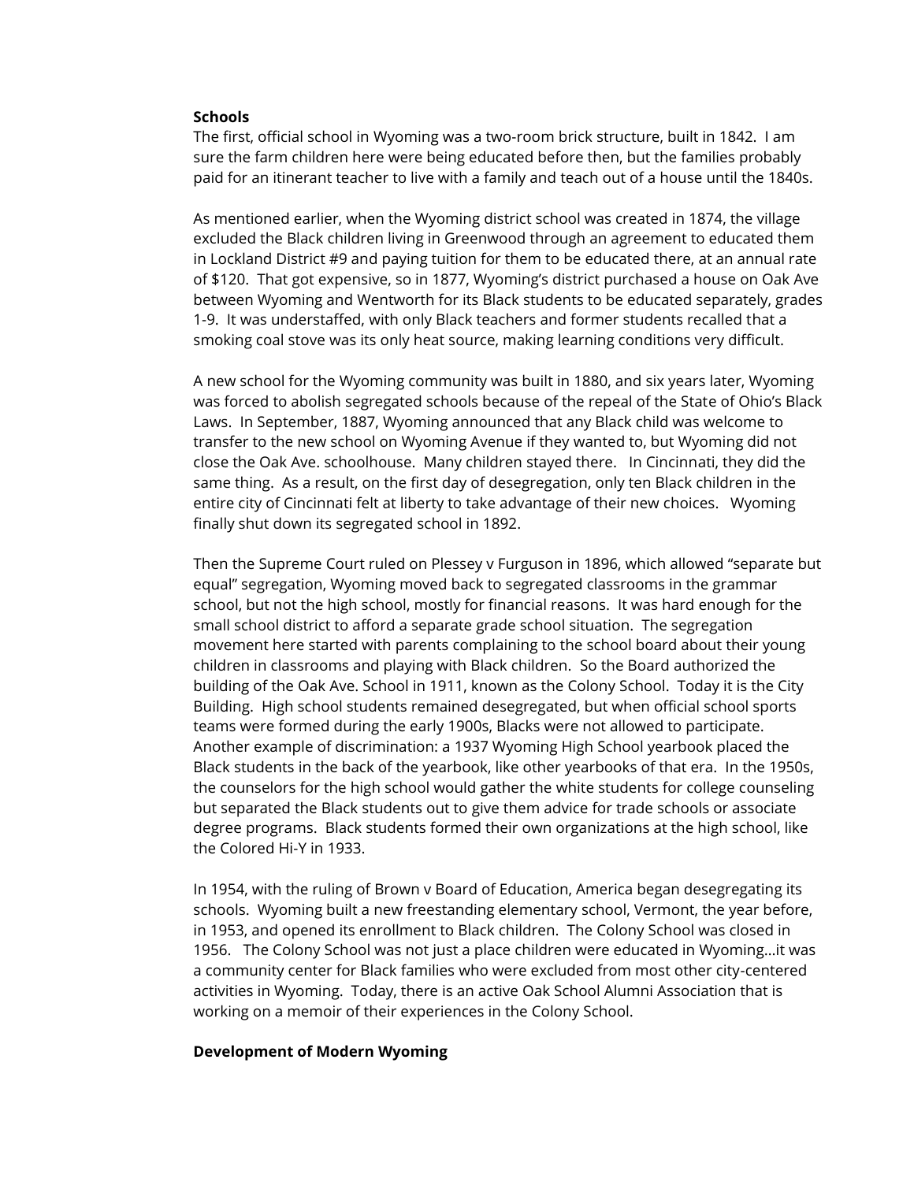**Schools**

The first, official school in Wyoming was a two-room brick structure, built in 1842. I am sure the farm children here were being educated before then, but the families probably paid for an itinerant teacher to live with a family and teach out of a house until the 1840s.

As mentioned earlier, when the Wyoming district school was created in 1874, the village excluded the Black children living in Greenwood through an agreement to educated them in Lockland District #9 and paying tuition for them to be educated there, at an annual rate of $120. That got expensive, so in 1877, Wyoming's district purchased a house on Oak Ave between Wyoming and Wentworth for its Black students to be educated separately, grades 1-9. It was understaffed, with only Black teachers and former students recalled that a smoking coal stove was its only heat source, making learning conditions very difficult.

A new school for the Wyoming community was built in 1880, and six years later, Wyoming was forced to abolish segregated schools because of the repeal of the State of Ohio's Black Laws. In September, 1887, Wyoming announced that any Black child was welcome to transfer to the new school on Wyoming Avenue if they wanted to, but Wyoming did not close the Oak Ave. schoolhouse. Many children stayed there. In Cincinnati, they did the same thing. As a result, on the first day of desegregation, only ten Black children in the entire city of Cincinnati felt at liberty to take advantage of their new choices. Wyoming finally shut down its segregated school in 1892.

Then the Supreme Court ruled on Plessey v Furguson in 1896, which allowed "separate but equal" segregation, Wyoming moved back to segregated classrooms in the grammar school, but not the high school, mostly for financial reasons. It was hard enough for the small school district to afford a separate grade school situation. The segregation movement here started with parents complaining to the school board about their young children in classrooms and playing with Black children. So the Board authorized the building of the Oak Ave. School in 1911, known as the Colony School. Today it is the City Building. High school students remained desegregated, but when official school sports teams were formed during the early 1900s, Blacks were not allowed to participate. Another example of discrimination: a 1937 Wyoming High School yearbook placed the Black students in the back of the yearbook, like other yearbooks of that era. In the 1950s, the counselors for the high school would gather the white students for college counseling but separated the Black students out to give them advice for trade schools or associate degree programs. Black students formed their own organizations at the high school, like the Colored Hi-Y in 1933.

In 1954, with the ruling of Brown v Board of Education, America began desegregating its schools. Wyoming built a new freestanding elementary school, Vermont, the year before, in 1953, and opened its enrollment to Black children. The Colony School was closed in 1956. The Colony School was not just a place children were educated in Wyoming…it was a community center for Black families who were excluded from most other city-centered activities in Wyoming. Today, there is an active Oak School Alumni Association that is working on a memoir of their experiences in the Colony School.

**Development of Modern Wyoming**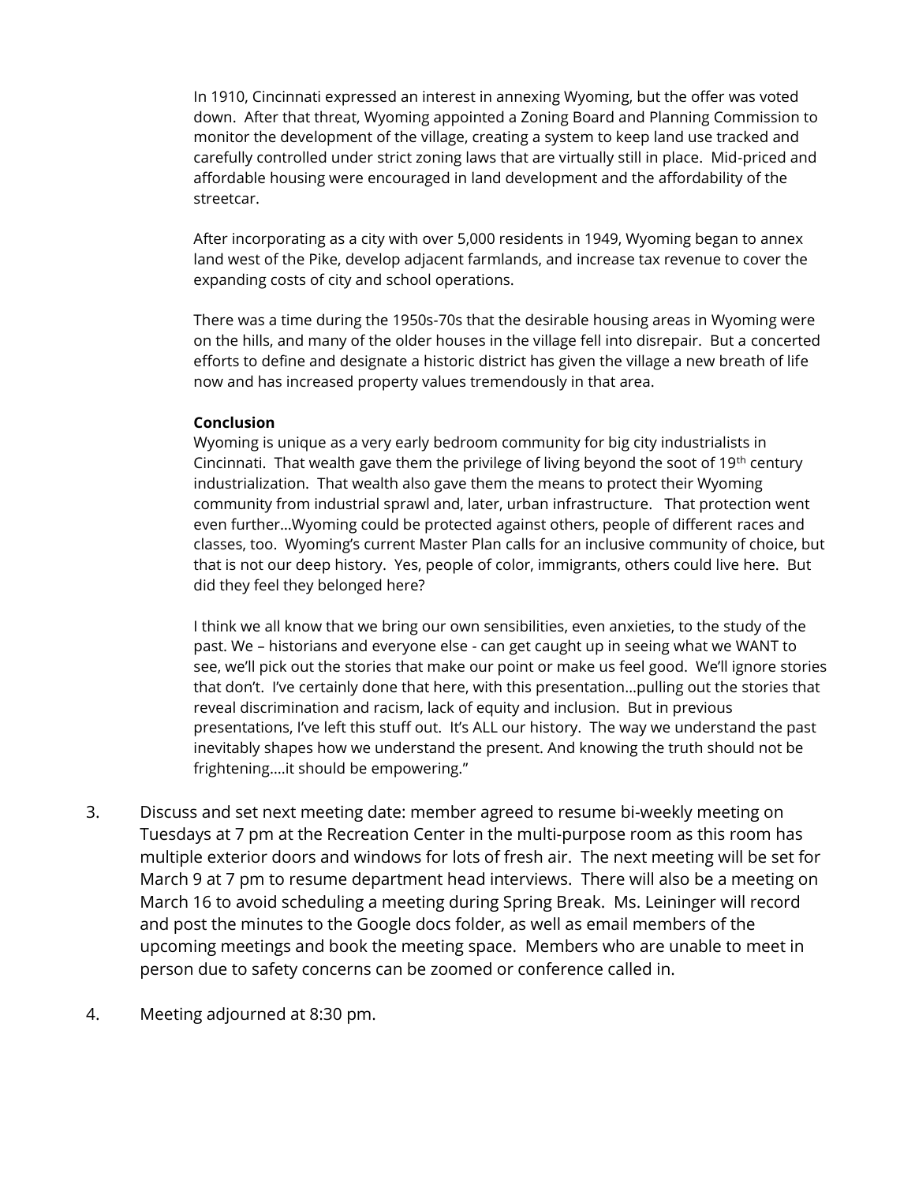In 1910, Cincinnati expressed an interest in annexing Wyoming, but the offer was voted down. After that threat, Wyoming appointed a Zoning Board and Planning Commission to monitor the development of the village, creating a system to keep land use tracked and carefully controlled under strict zoning laws that are virtually still in place. Mid-priced and affordable housing were encouraged in land development and the affordability of the streetcar.

After incorporating as a city with over 5,000 residents in 1949, Wyoming began to annex land west of the Pike, develop adjacent farmlands, and increase tax revenue to cover the expanding costs of city and school operations.

There was a time during the 1950s-70s that the desirable housing areas in Wyoming were on the hills, and many of the older houses in the village fell into disrepair. But a concerted efforts to define and designate a historic district has given the village a new breath of life now and has increased property values tremendously in that area.

**Conclusion**

Wyoming is unique as a very early bedroom community for big city industrialists in Cincinnati. That wealth gave them the privilege of living beyond the soot of 19th century industrialization. That wealth also gave them the means to protect their Wyoming community from industrial sprawl and, later, urban infrastructure. That protection went even further…Wyoming could be protected against others, people of different races and classes, too. Wyoming's current Master Plan calls for an inclusive community of choice, but that is not our deep history. Yes, people of color, immigrants, others could live here. But did they feel they belonged here?

I think we all know that we bring our own sensibilities, even anxieties, to the study of the past. We – historians and everyone else - can get caught up in seeing what we WANT to see, we'll pick out the stories that make our point or make us feel good. We'll ignore stories that don't. I've certainly done that here, with this presentation…pulling out the stories that reveal discrimination and racism, lack of equity and inclusion. But in previous presentations, I've left this stuff out. It's ALL our history. The way we understand the past inevitably shapes how we understand the present. And knowing the truth should not be frightening….it should be empowering."

3. Discuss and set next meeting date: member agreed to resume bi-weekly meeting on Tuesdays at 7 pm at the Recreation Center in the multi-purpose room as this room has multiple exterior doors and windows for lots of fresh air. The next meeting will be set for March 9 at 7 pm to resume department head interviews. There will also be a meeting on March 16 to avoid scheduling a meeting during Spring Break. Ms. Leininger will record and post the minutes to the Google docs folder, as well as email members of the upcoming meetings and book the meeting space. Members who are unable to meet in person due to safety concerns can be zoomed or conference called in.

4. Meeting adjourned at 8:30 pm.